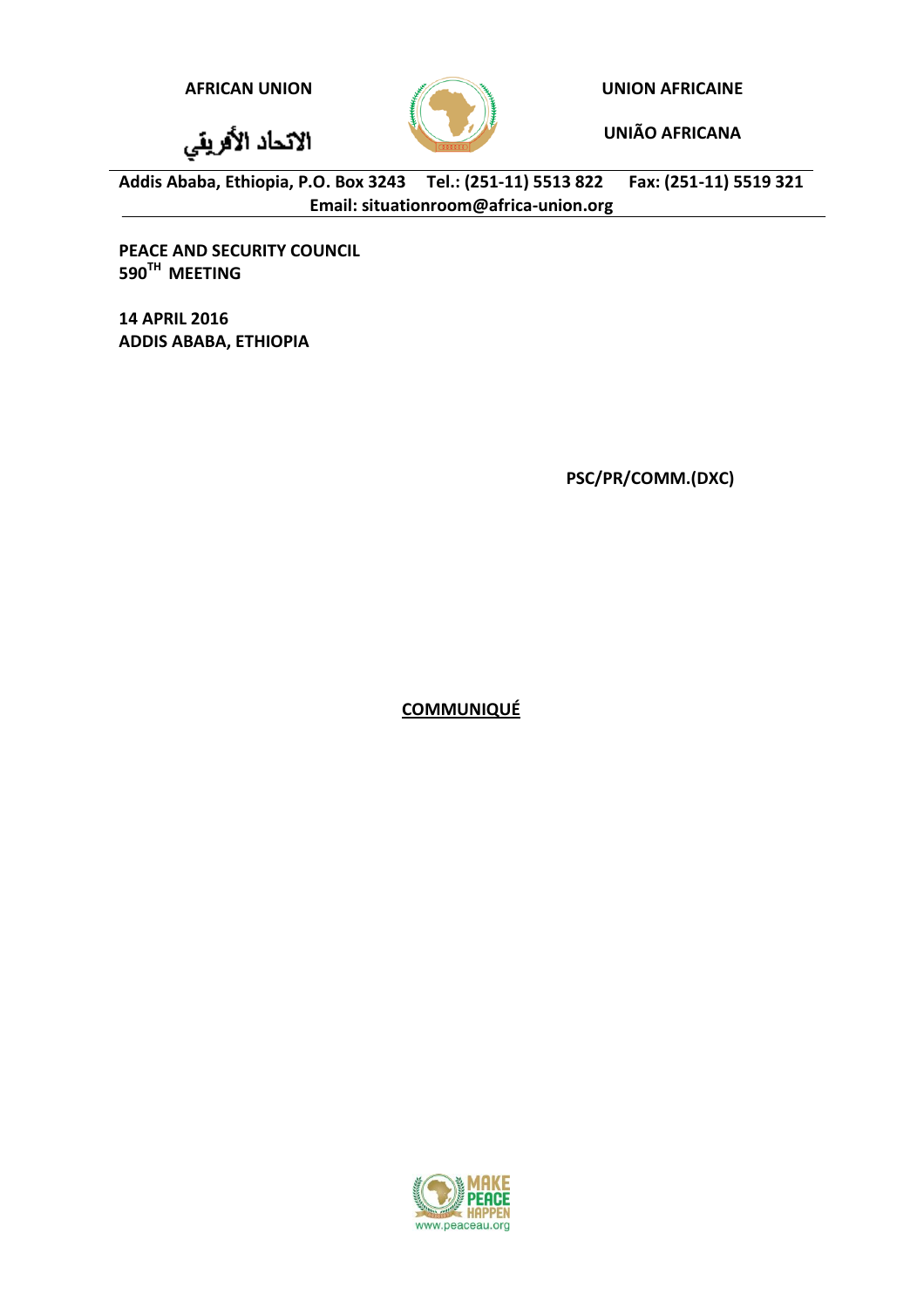AFRICAN UNION

الاتحاد الأفريقي

UNION AFRICAINE

UNIÃO AFRICANA

**Addis Ababa, Ethiopia, P.O. Box 3243 Tel.: (251-11) 5513 822 Fax: (251-11) 5519 321**
**Email: situationroom@africa-union.org**

**PEACE AND SECURITY COUNCIL**
**590TH MEETING**

**14 APRIL 2016**
**ADDIS ABABA, ETHIOPIA**

**PSC/PR/COMM.(DXC)**

## COMMUNIQUÉ

MAKE PEACE HAPPEN
www.peaceau.org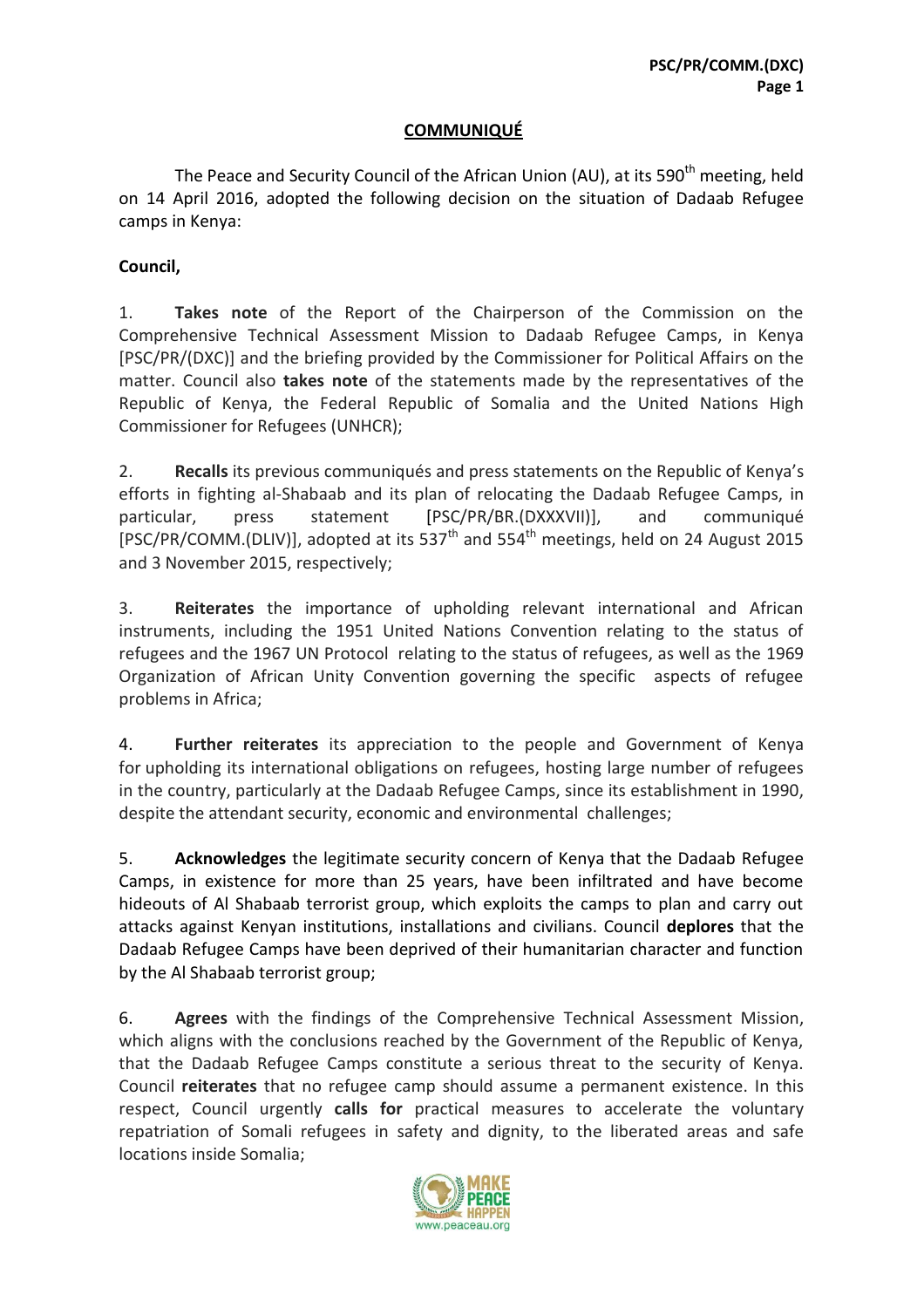## COMMUNIQUÉ

The Peace and Security Council of the African Union (AU), at its 590th meeting, held on 14 April 2016, adopted the following decision on the situation of Dadaab Refugee camps in Kenya:

**Council,**

1. **Takes note** of the Report of the Chairperson of the Commission on the Comprehensive Technical Assessment Mission to Dadaab Refugee Camps, in Kenya [PSC/PR/(DXC)] and the briefing provided by the Commissioner for Political Affairs on the matter. Council also **takes note** of the statements made by the representatives of the Republic of Kenya, the Federal Republic of Somalia and the United Nations High Commissioner for Refugees (UNHCR);

2. **Recalls** its previous communiqués and press statements on the Republic of Kenya's efforts in fighting al-Shabaab and its plan of relocating the Dadaab Refugee Camps, in particular, press statement [PSC/PR/BR.(DXXXVII)], and communiqué [PSC/PR/COMM.(DLIV)], adopted at its 537th and 554th meetings, held on 24 August 2015 and 3 November 2015, respectively;

3. **Reiterates** the importance of upholding relevant international and African instruments, including the 1951 United Nations Convention relating to the status of refugees and the 1967 UN Protocol relating to the status of refugees, as well as the 1969 Organization of African Unity Convention governing the specific aspects of refugee problems in Africa;

4. **Further reiterates** its appreciation to the people and Government of Kenya for upholding its international obligations on refugees, hosting large number of refugees in the country, particularly at the Dadaab Refugee Camps, since its establishment in 1990, despite the attendant security, economic and environmental challenges;

5. **Acknowledges** the legitimate security concern of Kenya that the Dadaab Refugee Camps, in existence for more than 25 years, have been infiltrated and have become hideouts of Al Shabaab terrorist group, which exploits the camps to plan and carry out attacks against Kenyan institutions, installations and civilians. Council **deplores** that the Dadaab Refugee Camps have been deprived of their humanitarian character and function by the Al Shabaab terrorist group;

6. **Agrees** with the findings of the Comprehensive Technical Assessment Mission, which aligns with the conclusions reached by the Government of the Republic of Kenya, that the Dadaab Refugee Camps constitute a serious threat to the security of Kenya. Council **reiterates** that no refugee camp should assume a permanent existence. In this respect, Council urgently **calls for** practical measures to accelerate the voluntary repatriation of Somali refugees in safety and dignity, to the liberated areas and safe locations inside Somalia;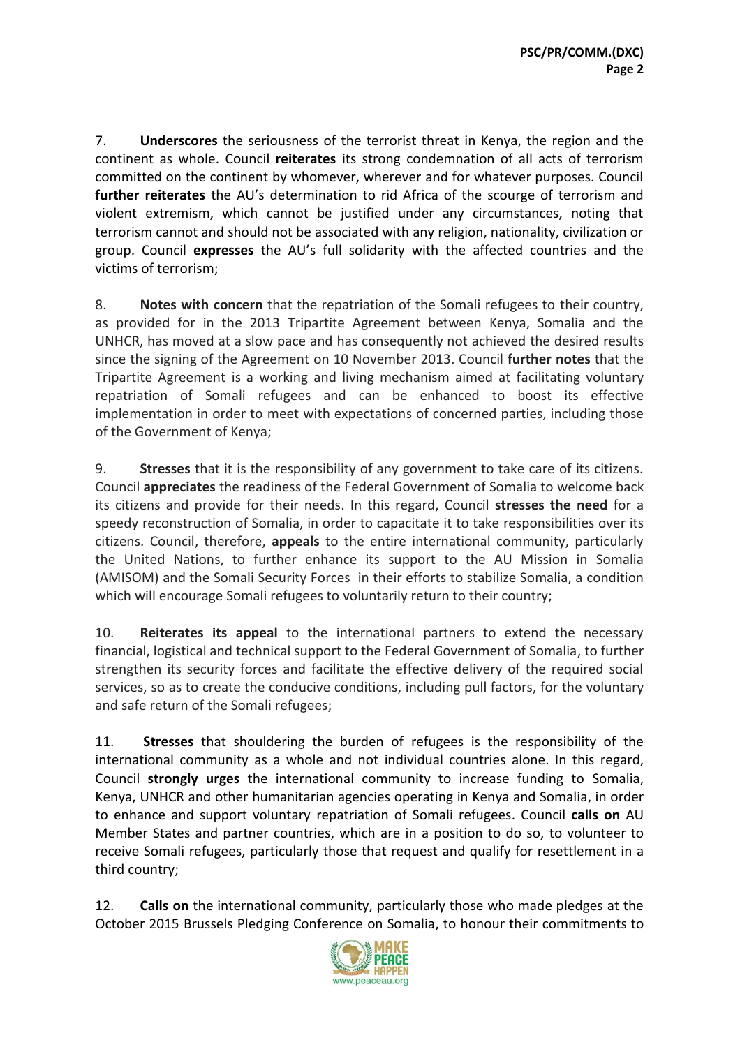7. **Underscores** the seriousness of the terrorist threat in Kenya, the region and the continent as whole. Council **reiterates** its strong condemnation of all acts of terrorism committed on the continent by whomever, wherever and for whatever purposes. Council **further reiterates** the AU's determination to rid Africa of the scourge of terrorism and violent extremism, which cannot be justified under any circumstances, noting that terrorism cannot and should not be associated with any religion, nationality, civilization or group. Council **expresses** the AU's full solidarity with the affected countries and the victims of terrorism;

8. **Notes with concern** that the repatriation of the Somali refugees to their country, as provided for in the 2013 Tripartite Agreement between Kenya, Somalia and the UNHCR, has moved at a slow pace and has consequently not achieved the desired results since the signing of the Agreement on 10 November 2013. Council **further notes** that the Tripartite Agreement is a working and living mechanism aimed at facilitating voluntary repatriation of Somali refugees and can be enhanced to boost its effective implementation in order to meet with expectations of concerned parties, including those of the Government of Kenya;

9. **Stresses** that it is the responsibility of any government to take care of its citizens. Council **appreciates** the readiness of the Federal Government of Somalia to welcome back its citizens and provide for their needs. In this regard, Council **stresses the need** for a speedy reconstruction of Somalia, in order to capacitate it to take responsibilities over its citizens. Council, therefore, **appeals** to the entire international community, particularly the United Nations, to further enhance its support to the AU Mission in Somalia (AMISOM) and the Somali Security Forces in their efforts to stabilize Somalia, a condition which will encourage Somali refugees to voluntarily return to their country;

10. **Reiterates its appeal** to the international partners to extend the necessary financial, logistical and technical support to the Federal Government of Somalia, to further strengthen its security forces and facilitate the effective delivery of the required social services, so as to create the conducive conditions, including pull factors, for the voluntary and safe return of the Somali refugees;

11. **Stresses** that shouldering the burden of refugees is the responsibility of the international community as a whole and not individual countries alone. In this regard, Council **strongly urges** the international community to increase funding to Somalia, Kenya, UNHCR and other humanitarian agencies operating in Kenya and Somalia, in order to enhance and support voluntary repatriation of Somali refugees. Council **calls on** AU Member States and partner countries, which are in a position to do so, to volunteer to receive Somali refugees, particularly those that request and qualify for resettlement in a third country;

12. **Calls on** the international community, particularly those who made pledges at the October 2015 Brussels Pledging Conference on Somalia, to honour their commitments to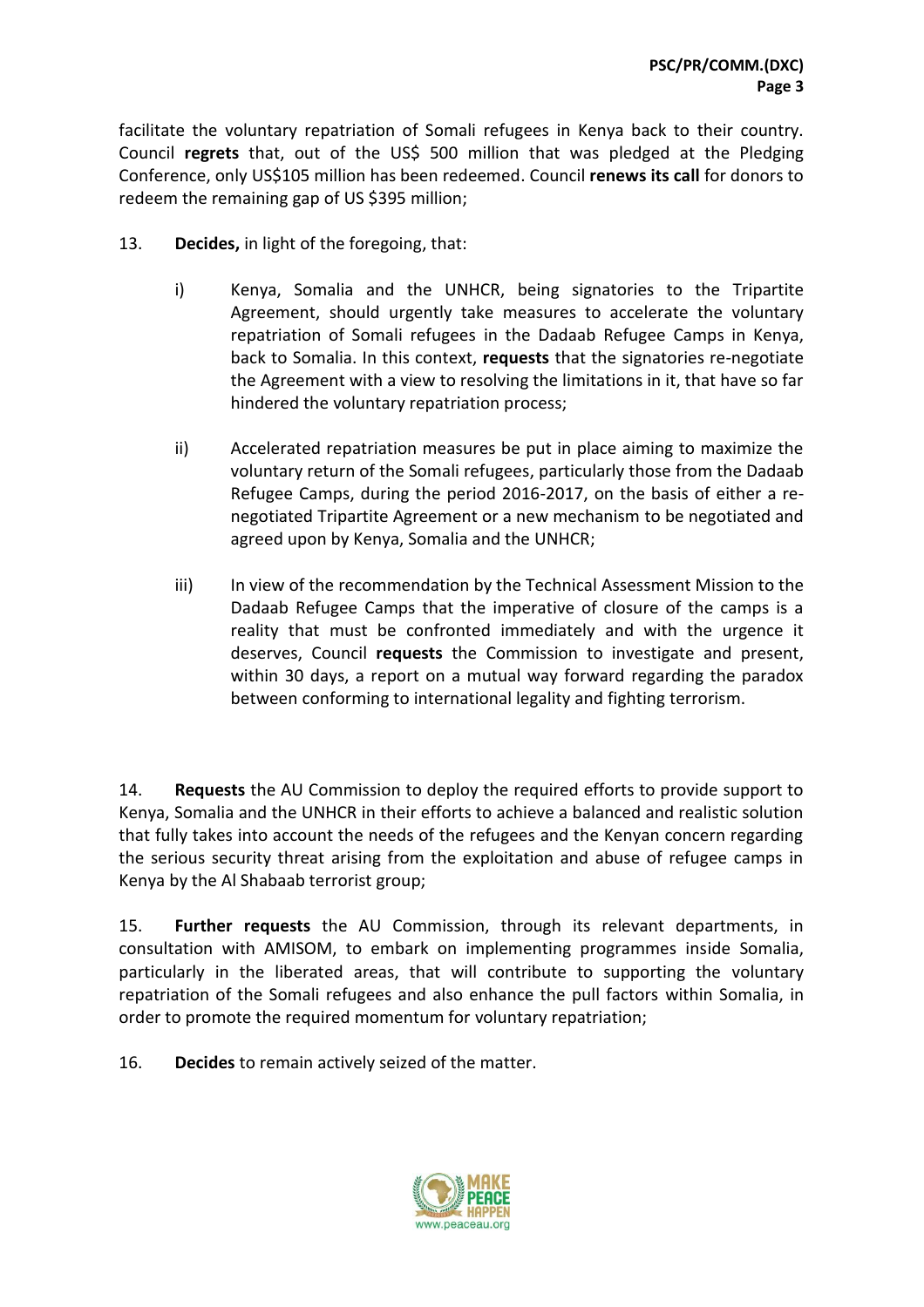facilitate the voluntary repatriation of Somali refugees in Kenya back to their country. Council **regrets** that, out of the US$ 500 million that was pledged at the Pledging Conference, only US$105 million has been redeemed. Council **renews its call** for donors to redeem the remaining gap of US $395 million;

13. **Decides,** in light of the foregoing, that:

    i) Kenya, Somalia and the UNHCR, being signatories to the Tripartite Agreement, should urgently take measures to accelerate the voluntary repatriation of Somali refugees in the Dadaab Refugee Camps in Kenya, back to Somalia. In this context, **requests** that the signatories re-negotiate the Agreement with a view to resolving the limitations in it, that have so far hindered the voluntary repatriation process;

    ii) Accelerated repatriation measures be put in place aiming to maximize the voluntary return of the Somali refugees, particularly those from the Dadaab Refugee Camps, during the period 2016-2017, on the basis of either a re-negotiated Tripartite Agreement or a new mechanism to be negotiated and agreed upon by Kenya, Somalia and the UNHCR;

    iii) In view of the recommendation by the Technical Assessment Mission to the Dadaab Refugee Camps that the imperative of closure of the camps is a reality that must be confronted immediately and with the urgence it deserves, Council **requests** the Commission to investigate and present, within 30 days, a report on a mutual way forward regarding the paradox between conforming to international legality and fighting terrorism.

14. **Requests** the AU Commission to deploy the required efforts to provide support to Kenya, Somalia and the UNHCR in their efforts to achieve a balanced and realistic solution that fully takes into account the needs of the refugees and the Kenyan concern regarding the serious security threat arising from the exploitation and abuse of refugee camps in Kenya by the Al Shabaab terrorist group;

15. **Further requests** the AU Commission, through its relevant departments, in consultation with AMISOM, to embark on implementing programmes inside Somalia, particularly in the liberated areas, that will contribute to supporting the voluntary repatriation of the Somali refugees and also enhance the pull factors within Somalia, in order to promote the required momentum for voluntary repatriation;

16. **Decides** to remain actively seized of the matter.